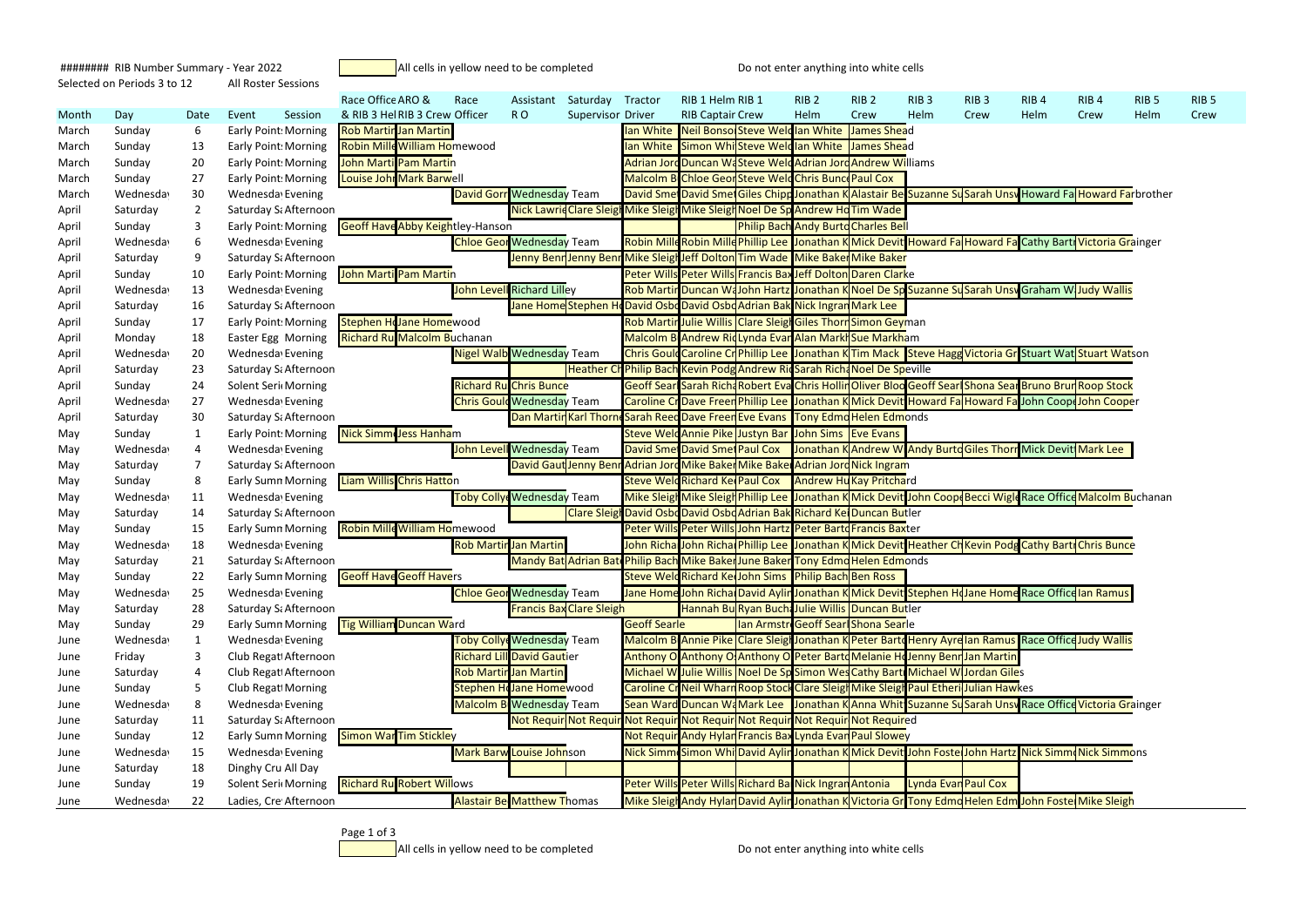######## RIB Number Summary - Year 2022 | All cells in yellow need to be completed | Do not enter anything into white cells

Selected on Periods 3 to 12 | All Roster Sessions

| Month | Day | Date | Event | Session | Race Office & RIB 3 Hel | ARO & RIB 3 Crew | Race Officer | Assistant R O | Saturday Supervisor | Tractor Driver | RIB 1 Helm RIB Captain | RIB 1 Crew | RIB 2 Helm | RIB 2 Crew | RIB 3 Helm | RIB 3 Crew | RIB 4 Helm | RIB 4 Crew | RIB 5 Helm | RIB 5 Crew |
|---|---|---|---|---|---|---|---|---|---|---|---|---|---|---|---|---|---|---|---|---|
| March | Sunday | 6 | Early Point | Morning | Rob Martin | Jan Martin | | | | Ian White | Neil Bonso | Steve Weld | Ian White | James Shead | | | | | | |
| March | Sunday | 13 | Early Point | Morning | Robin Mille | William Homewood | | | | Ian White | Simon Whi | Steve Weld | Ian White | James Shead | | | | | | |
| March | Sunday | 20 | Early Point | Morning | John Marti | Pam Martin | | | | Adrian Jord | Duncan Wa | Steve Weld | Adrian Jord | Andrew Williams | | | | | | |
| March | Sunday | 27 | Early Point | Morning | Louise John | Mark Barwell | | | | Malcolm B | Chloe Geor | Steve Weld | Chris Bunce | Paul Cox | | | | | | |
| March | Wednesday | 30 | Wednesday | Evening | | | David Gorr | Wednesday Team | | David Sme | David Sme | Giles Chipp | Jonathan K | Alastair Be | Suzanne Su | Sarah Unsw | Howard Fa | Howard Farbrother | | |
| April | Saturday | 2 | Saturday Sa | Afternoon | | | | Nick Lawrie | Clare Sleigh | Mike Sleigh | Mike Sleigh | Noel De Sp | Andrew Ho | Tim Wade | | | | | | |
| April | Sunday | 3 | Early Point | Morning | Geoff Have | Abby Keightley-Hanson | | | | | | Philip Bach | Andy Burto | Charles Bell | | | | | | |
| April | Wednesday | 6 | Wednesday | Evening | | | Chloe Geor | Wednesday Team | | Robin Mille | Robin Mille | Phillip Lee | Jonathan K | Mick Devit | Howard Fa | Howard Fa | Cathy Bart | Victoria Grainger | | |
| April | Saturday | 9 | Saturday Sa | Afternoon | | | | Jenny Benn | Jenny Benn | Mike Sleigh | Jeff Dolton | Tim Wade | Mike Baker | Mike Baker | | | | | | |
| April | Sunday | 10 | Early Point | Morning | John Marti | Pam Martin | | | | Peter Wills | Peter Wills | Francis Bax | Jeff Dolton | Daren Clarke | | | | | | |
| April | Wednesday | 13 | Wednesday | Evening | | | John Level | Richard Lilley | | Rob Martin | Duncan Wa | John Hartz | Jonathan K | Noel De Sp | Suzanne Su | Sarah Unsw | Graham W | Judy Wallis | | |
| April | Saturday | 16 | Saturday Sa | Afternoon | | | | Jane Home | Stephen H | David Osbo | David Osbo | Adrian Bak | Nick Ingran | Mark Lee | | | | | | |
| April | Sunday | 17 | Early Point | Morning | Stephen H | Jane Homewood | | | | Rob Martin | Julie Willis | Clare Sleigh | Giles Thorn | Simon Geyman | | | | | | |
| April | Monday | 18 | Easter Egg | Morning | Richard Ru | Malcolm Buchanan | | | | Malcolm B | Andrew Ric | Lynda Evan | Alan Markh | Sue Markham | | | | | | |
| April | Wednesday | 20 | Wednesday | Evening | | | Nigel Walb | Wednesday Team | | Chris Gould | Caroline Cr | Phillip Lee | Jonathan K | Tim Mack | Steve Hagg | Victoria Gr | Stuart Wat | Stuart Watson | | |
| April | Saturday | 23 | Saturday Sa | Afternoon | | | | | Heather Ch | Philip Bach | Kevin Podg | Andrew Ric | Sarah Richa | Noel De Speville | | | | | | |
| April | Sunday | 24 | Solent Seri | Morning | | | Richard Ru | Chris Bunce | | Geoff Searl | Sarah Richa | Robert Eva | Chris Hollir | Oliver Bloo | Geoff Searl | Shona Sear | Bruno Brur | Roop Stock | | |
| April | Wednesday | 27 | Wednesday | Evening | | | Chris Gould | Wednesday Team | | Caroline Cr | Dave Freen | Phillip Lee | Jonathan K | Mick Devit | Howard Fa | Howard Fa | John Coope | John Cooper | | |
| April | Saturday | 30 | Saturday Sa | Afternoon | | | | Dan Martin | Karl Thorne | Sarah Reed | Dave Freen | Tony Evans | Tony Edmo | Helen Edmonds | | | | | | |
| May | Sunday | 1 | Early Point | Morning | Nick Simm | Jess Hanham | | | | Steve Weld | Annie Pike | Justyn Bar | John Sims | Eve Evans | | | | | | |
| May | Wednesday | 4 | Wednesday | Evening | | | John Level | Wednesday Team | | David Sme | David Sme | Paul Cox | Jonathan K | Andrew W | Andy Burto | Giles Thorn | Mick Devit | Mark Lee | | |
| May | Saturday | 7 | Saturday Sa | Afternoon | | | | David Gaut | Jenny Benn | Adrian Jord | Mike Baker | Mike Baker | Adrian Jord | Nick Ingram | | | | | | |
| May | Sunday | 8 | Early Summ | Morning | Liam Willis | Chris Hatton | | | | Steve Weld | Richard Ke | Paul Cox | Andrew Hu | Kay Pritchard | | | | | | |
| May | Wednesday | 11 | Wednesday | Evening | | | Toby Colly | Wednesday Team | | Mike Sleigh | Mike Sleigh | Phillip Lee | Jonathan K | Mick Devit | John Coope | Becci Wigl | Race Office | Malcolm Buchanan | | |
| May | Saturday | 14 | Saturday Sa | Afternoon | | | | | Clare Sleigh | David Osbo | David Osbo | Adrian Bak | Richard Ke | Duncan Butler | | | | | | |
| May | Sunday | 15 | Early Summ | Morning | Robin Mille | William Homewood | | | | Peter Wills | Peter Wills | John Hartz | Peter Barto | Francis Baxter | | | | | | |
| May | Wednesday | 18 | Wednesday | Evening | | | Rob Martin | Jan Martin | | John Richa | John Richa | Phillip Lee | Jonathan K | Mick Devit | Heather Ch | Kevin Podg | Cathy Bart | Chris Bunce | | |
| May | Saturday | 21 | Saturday Sa | Afternoon | | | | Mandy Bat | Adrian Bat | Philip Bach | Mike Baker | June Baker | Tony Edmo | Helen Edmonds | | | | | | |
| May | Sunday | 22 | Early Summ | Morning | Geoff Have | Geoff Havers | | | | Steve Weld | Richard Ke | John Sims | Philip Bach | Ben Ross | | | | | | |
| May | Wednesday | 25 | Wednesday | Evening | | | Chloe Geor | Wednesday Team | | Jane Home | John Richa | David Aylin | Jonathan K | Mick Devit | Stephen H | Jane Home | Race Office | Ian Ramus | | |
| May | Saturday | 28 | Saturday Sa | Afternoon | | | | Francis Bax | Clare Sleigh | | Hannah Bu | Ryan Bucha | Julie Willis | Duncan Butler | | | | | | |
| May | Sunday | 29 | Early Summ | Morning | Tig William | Duncan Ward | | | | Geoff Searle | | Ian Armstr | Geoff Searl | Shona Searle | | | | | | |
| June | Wednesday | 1 | Wednesday | Evening | | | Toby Colly | Wednesday Team | | Malcolm B | Annie Pike | Clare Sleigh | Jonathan K | Peter Barto | Henry Ayre | Ian Ramus | Race Office | Judy Wallis | | |
| June | Friday | 3 | Club Regat | Afternoon | | | Richard Lill | David Gautier | | Anthony O | Anthony O | Anthony O | Peter Barto | Melanie Ho | Jenny Benn | Jan Martin | | | | |
| June | Saturday | 4 | Club Regat | Afternoon | | | Rob Martin | Jan Martin | | Michael W | Julie Willis | Noel De Sp | Simon Wes | Cathy Bart | Michael W | Jordan Giles | | | | |
| June | Sunday | 5 | Club Regat | Morning | | | Stephen H | Jane Homewood | | Caroline Cr | Neil Wharn | Roop Stock | Clare Sleigh | Mike Sleigh | Paul Etheri | Julian Hawkes | | | | |
| June | Wednesday | 8 | Wednesday | Evening | | | Malcolm B | Wednesday Team | | Sean Ward | Duncan Wa | Mark Lee | Jonathan K | Anna Whit | Suzanne Su | Sarah Unsw | Race Office | Victoria Grainger | | |
| June | Saturday | 11 | Saturday Sa | Afternoon | | | | Not Requir | Not Requir | Not Requir | Not Requir | Not Requir | Not Requir | Not Required | | | | | | |
| June | Sunday | 12 | Early Summ | Morning | Simon War | Tim Stickley | | | | Not Requir | Andy Hylan | Francis Bax | Lynda Evan | Paul Slowey | | | | | | |
| June | Wednesday | 15 | Wednesday | Evening | | | Mark Barw | Louise Johnson | | Nick Simm | Simon Whi | David Aylin | Jonathan K | Mick Devit | John Foste | John Hartz | Nick Simm | Nick Simmons | | |
| June | Saturday | 18 | Dinghy Cru | All Day | | | | | | | | | | | | | | | | |
| June | Sunday | 19 | Solent Seri | Morning | Richard Ru | Robert Willows | | | | Peter Wills | Peter Wills | Richard Ba | Nick Ingran | Antonia | Lynda Evan | Paul Cox | | | | |
| June | Wednesday | 22 | Ladies, Cre | Afternoon | | | Alastair Be | Matthew Thomas | | Mike Sleigh | Andy Hylan | David Aylin | Jonathan K | Victoria Gr | Tony Edmo | Helen Edm | John Foste | Mike Sleigh | | |

All cells in yellow need to be completed | Do not enter anything into white cells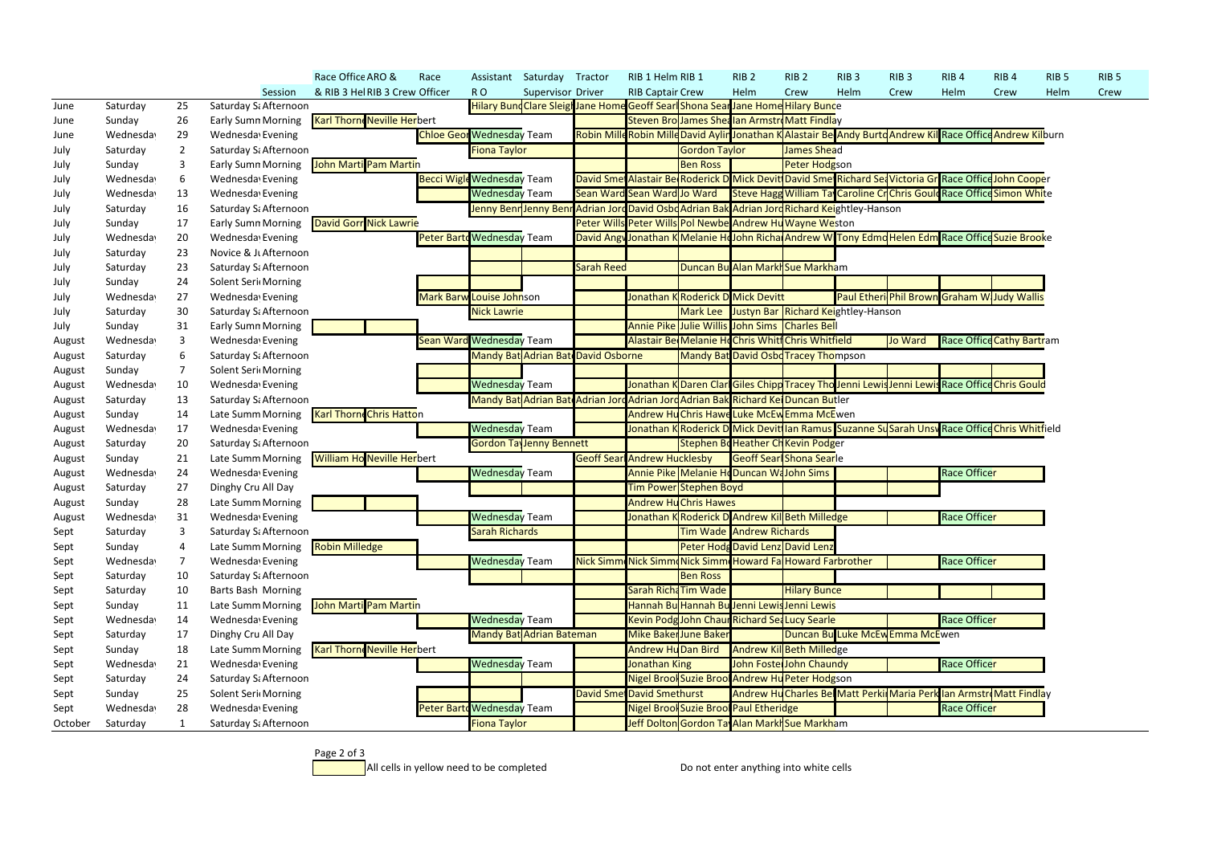| Month | Day | Date | Session | Race Office & RIB 3 Helm | ARO & RIB 3 Crew | Race Officer | Assistant R O | Saturday Supervisor | Tractor Driver | RIB 1 Helm RIB Captain | RIB 1 Crew | RIB 2 Helm | RIB 2 Crew | RIB 3 Helm | RIB 3 Crew | RIB 4 Helm | RIB 4 Crew | RIB 5 Helm | RIB 5 Crew |
|---|---|---|---|---|---|---|---|---|---|---|---|---|---|---|---|---|---|---|---|
| June | Saturday | 25 | Saturday Sa Afternoon | | | | Hilary Bunc | Clare Sleigh | Jane Home | Geoff Searl | Shona Sear | Jane Home | Hilary Bunce | | | | | | |
| June | Sunday | 26 | Early Summ Morning | Karl Thorne | Neville Herbert | | | | | Steven Bro | James Shea | Ian Armstro | Matt Findlay | | | | | | |
| June | Wednesday | 29 | Wednesday Evening | | | Chloe Geo | Wednesday Team | | Robin Mille | Robin Mille | David Aylin | Jonathan K | Alastair Be | Andy Burto | Andrew Kil | Race Office | Andrew Kilburn | | |
| July | Saturday | 2 | Saturday Sa Afternoon | | | | Fiona Taylor | | | | Gordon Taylor | | James Shead | | | | | | |
| July | Sunday | 3 | Early Summ Morning | John Marti | Pam Martin | | | | | | Ben Ross | | Peter Hodgson | | | | | | |
| July | Wednesday | 6 | Wednesday Evening | | | Becci Wigle | Wednesday Team | | David Smet | Alastair Be | Roderick D | Mick Devitt | David Smet | Richard Sea | Victoria Gr | Race Office | John Cooper | | |
| July | Wednesday | 13 | Wednesday Evening | | | | Wednesday Team | | Sean Ward | Sean Ward | Jo Ward | Steve Hagg | William Ta | Caroline Cr | Chris Gould | Race Office | Simon White | | |
| July | Saturday | 16 | Saturday Sa Afternoon | | | | Jenny Benn | Jenny Benn | Adrian Jord | David Osbo | Adrian Bak | Adrian Jord | Richard Keightley-Hanson | | | | | | |
| July | Sunday | 17 | Early Summ Morning | David Gorr | Nick Lawrie | | | | Peter Wills | Peter Wills | Pol Newbe | Andrew Hu | Wayne Weston | | | | | | |
| July | Wednesday | 20 | Wednesday Evening | | | Peter Bart | Wednesday Team | | David Angw | Jonathan K | Melanie Ho | John Richa | Andrew W | Tony Edmo | Helen Edm | Race Office | Suzie Brooke | | |
| July | Saturday | 23 | Novice & Ju Afternoon | | | | | | | | | | | | | | | | |
| July | Saturday | 23 | Saturday Sa Afternoon | | | | | | Sarah Reed | | Duncan Bu | Alan Markh | Sue Markham | | | | | | |
| July | Sunday | 24 | Solent Seri Morning | | | | | | | | | | | | | | | | |
| July | Wednesday | 27 | Wednesday Evening | | | Mark Barw | Louise Johnson | | | Jonathan K | Roderick D | Mick Devitt | | Paul Etheri | Phil Brown | Graham W | Judy Wallis | | |
| July | Saturday | 30 | Saturday Sa Afternoon | | | | Nick Lawrie | | | | Mark Lee | Justyn Bar | Richard Keightley-Hanson | | | | | | |
| July | Sunday | 31 | Early Summ Morning | | | | | | | Annie Pike | Julie Willis | John Sims | Charles Bell | | | | | | |
| August | Wednesday | 3 | Wednesday Evening | | | Sean Ward | Wednesday Team | | | Alastair Be | Melanie Ho | Chris Whitf | Chris Whitfield | | Jo Ward | Race Office | Cathy Bartram | | |
| August | Saturday | 6 | Saturday Sa Afternoon | | | | Mandy Bat | Adrian Bat | David Osborne | | Mandy Bat | David Osbo | Tracey Thompson | | | | | | |
| August | Sunday | 7 | Solent Seri Morning | | | | | | | | | | | | | | | | |
| August | Wednesday | 10 | Wednesday Evening | | | | Wednesday Team | | | Jonathan K | Daren Clar | Giles Chipp | Tracey Tho | Jenni Lewis | Jenni Lewis | Race Office | Chris Gould | | |
| August | Saturday | 13 | Saturday Sa Afternoon | | | | Mandy Bat | Adrian Bat | Adrian Jord | Adrian Jord | Adrian Bak | Richard Ke | Duncan Butler | | | | | | |
| August | Sunday | 14 | Late Summ Morning | Karl Thorne | Chris Hatton | | | | | Andrew Hu | Chris Hawe | Luke McEw | Emma McEwen | | | | | | |
| August | Wednesday | 17 | Wednesday Evening | | | | Wednesday Team | | | Jonathan K | Roderick D | Mick Devitt | Ian Ramus | Suzanne Su | Sarah Unsw | Race Office | Chris Whitfield | | |
| August | Saturday | 20 | Saturday Sa Afternoon | | | | Gordon Ta | Jenny Bennett | | | Stephen Bo | Heather Ch | Kevin Podger | | | | | | |
| August | Sunday | 21 | Late Summ Morning | William Ho | Neville Herbert | | | | Geoff Searl | Andrew Hucklesby | | Geoff Searl | Shona Searle | | | | | | |
| August | Wednesday | 24 | Wednesday Evening | | | | Wednesday Team | | | Annie Pike | Melanie Ho | Duncan Wa | John Sims | | | Race Officer | | | |
| August | Saturday | 27 | Dinghy Cru All Day | | | | | | | Tim Power | Stephen Boyd | | | | | | | | |
| August | Sunday | 28 | Late Summ Morning | | | | | | | Andrew Hu | Chris Hawes | | | | | | | | |
| August | Wednesday | 31 | Wednesday Evening | | | | Wednesday Team | | | Jonathan K | Roderick D | Andrew Kil | Beth Milledge | | | Race Officer | | | |
| Sept | Saturday | 3 | Saturday Sa Afternoon | | | | Sarah Richards | | | | Tim Wade | Andrew Richards | | | | | | | |
| Sept | Sunday | 4 | Late Summ Morning | Robin Milledge | | | | | | | Peter Hodg | David Lenz | David Lenz | | | | | | |
| Sept | Wednesday | 7 | Wednesday Evening | | | | Wednesday Team | | Nick Simm | Nick Simm | Nick Simm | Howard Fa | Howard Farbrother | | | Race Officer | | | |
| Sept | Saturday | 10 | Saturday Sa Afternoon | | | | | | | | Ben Ross | | | | | | | | |
| Sept | Saturday | 10 | Barts Bash Morning | | | | | | | Sarah Richa | Tim Wade | | Hilary Bunce | | | | | | |
| Sept | Sunday | 11 | Late Summ Morning | John Marti | Pam Martin | | | | | Hannah Bu | Hannah Bu | Jenni Lewis | Jenni Lewis | | | | | | |
| Sept | Wednesday | 14 | Wednesday Evening | | | | Wednesday Team | | | Kevin Podg | John Chaun | Richard Sea | Lucy Searle | | | Race Officer | | | |
| Sept | Saturday | 17 | Dinghy Cru All Day | | | | Mandy Bat | Adrian Bateman | | Mike Baker | June Baker | | Duncan Bu | Luke McEw | Emma McEwen | | | | |
| Sept | Sunday | 18 | Late Summ Morning | Karl Thorne | Neville Herbert | | | | | Andrew Hu | Dan Bird | Andrew Kil | Beth Milledge | | | | | | |
| Sept | Wednesday | 21 | Wednesday Evening | | | | Wednesday Team | | | Jonathan King | | John Foste | John Chaundy | | | Race Officer | | | |
| Sept | Saturday | 24 | Saturday Sa Afternoon | | | | | | | Nigel Brook | Suzie Broo | Andrew Hu | Peter Hodgson | | | | | | |
| Sept | Sunday | 25 | Solent Seri Morning | | | | | | David Smet | David Smethurst | | Andrew Hu | Charles Be | Matt Perki | Maria Perk | Ian Armstr | Matt Findlay | | |
| Sept | Wednesday | 28 | Wednesday Evening | | | Peter Bart | Wednesday Team | | | Nigel Brook | Suzie Broo | Paul Etheridge | | | | Race Officer | | | |
| October | Saturday | 1 | Saturday Sa Afternoon | | | | Fiona Taylor | | | Jeff Dolton | Gordon Ta | Alan Markh | Sue Markham | | | | | | |

All cells in yellow need to be completed

Do not enter anything into white cells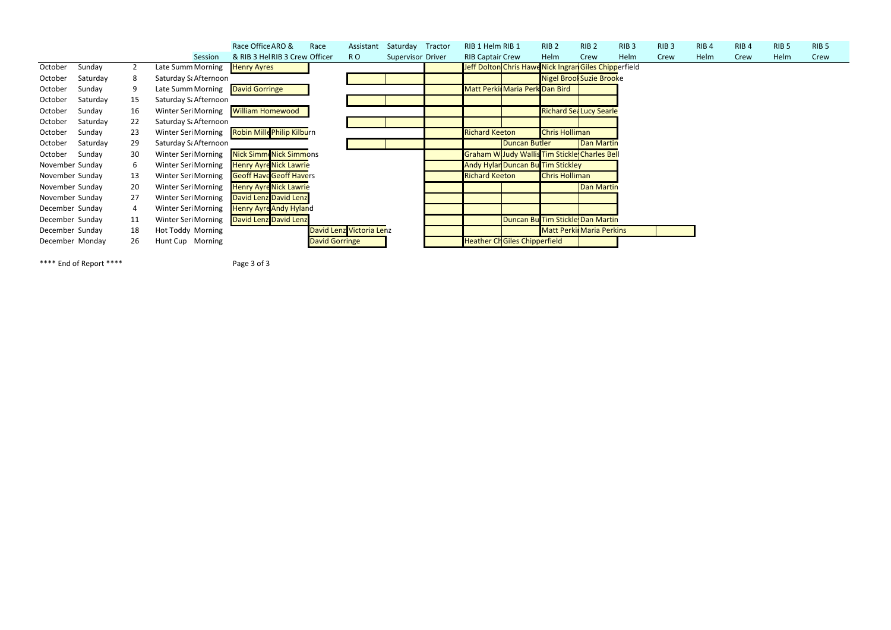| | | | | Session | Race Office ARO & RIB 3 Helm | RIB 3 Crew | Race Officer | Assistant R O | Saturday Supervisor | Tractor Driver | RIB 1 Helm RIB Captain | RIB 1 Crew | RIB 2 Helm | RIB 2 Crew | RIB 3 Helm | RIB 3 Crew | RIB 4 Helm | RIB 4 Crew | RIB 5 Helm | RIB 5 Crew |
|---|---|---|---|---|---|---|---|---|---|---|---|---|---|---|---|---|---|---|---|---|
| October | Sunday | 2 | Late Summ | Morning | Henry Ayres | | | | | | Jeff Dolton | Chris Hawe | Nick Ingran | Giles Chipperfield | | | | | | |
| October | Saturday | 8 | Saturday S | Afternoon | | | | | | | | | Nigel Brool | Suzie Brooke | | | | | | |
| October | Sunday | 9 | Late Summ | Morning | David Gorringe | | | | | | Matt Perkir | Maria Perk | Dan Bird | | | | | | | |
| October | Saturday | 15 | Saturday S | Afternoon | | | | | | | | | | | | | | | | |
| October | Sunday | 16 | Winter Seri | Morning | William Homewood | | | | | | | | Richard Sea | Lucy Searle | | | | | | |
| October | Saturday | 22 | Saturday S | Afternoon | | | | | | | | | | | | | | | | |
| October | Sunday | 23 | Winter Seri | Morning | Robin Mille | Philip Kilburn | | | | | Richard Keeton | | Chris Holliman | | | | | | | |
| October | Saturday | 29 | Saturday S | Afternoon | | | | | | | | Duncan Butler | | Dan Martin | | | | | | |
| October | Sunday | 30 | Winter Seri | Morning | Nick Simm | Nick Simmons | | | | | Graham W | Judy Wallis | Tim Stickle | Charles Bell | | | | | | |
| November | Sunday | 6 | Winter Seri | Morning | Henry Ayre | Nick Lawrie | | | | | Andy Hylan | Duncan Bu | Tim Stickley | | | | | | | |
| November | Sunday | 13 | Winter Seri | Morning | Geoff Have | Geoff Havers | | | | | Richard Keeton | | Chris Holliman | | | | | | | |
| November | Sunday | 20 | Winter Seri | Morning | Henry Ayre | Nick Lawrie | | | | | | | | Dan Martin | | | | | | |
| November | Sunday | 27 | Winter Seri | Morning | David Lenz | David Lenz | | | | | | | | | | | | | | |
| December | Sunday | 4 | Winter Seri | Morning | Henry Ayre | Andy Hyland | | | | | | | | | | | | | | |
| December | Sunday | 11 | Winter Seri | Morning | David Lenz | David Lenz | | | | | | Duncan Bu | Tim Stickle | Dan Martin | | | | | | |
| December | Sunday | 18 | Hot Toddy | Morning | | | David Lenz | Victoria Lenz | | | | | Matt Perki | Maria Perkins | | | | | | |
| December | Monday | 26 | Hunt Cup | Morning | | | David Gorringe | | | | Heather Ch | Giles Chipperfield | | | | | | | | |

**** End of Report ****